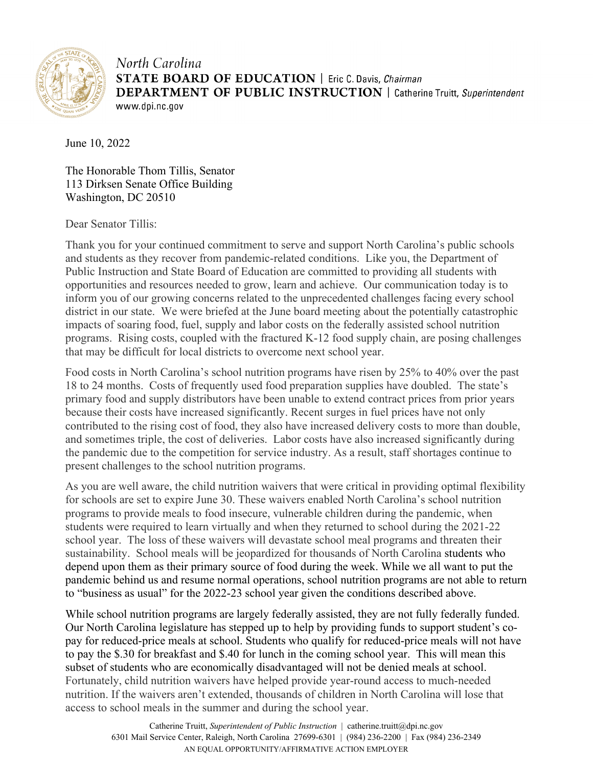North Carolina
**STATE BOARD OF EDUCATION** | Eric C. Davis, *Chairman*
**DEPARTMENT OF PUBLIC INSTRUCTION** | Catherine Truitt, *Superintendent*
www.dpi.nc.gov

June 10, 2022

The Honorable Thom Tillis, Senator
113 Dirksen Senate Office Building
Washington, DC 20510

Dear Senator Tillis:

Thank you for your continued commitment to serve and support North Carolina's public schools and students as they recover from pandemic-related conditions. Like you, the Department of Public Instruction and State Board of Education are committed to providing all students with opportunities and resources needed to grow, learn and achieve. Our communication today is to inform you of our growing concerns related to the unprecedented challenges facing every school district in our state. We were briefed at the June board meeting about the potentially catastrophic impacts of soaring food, fuel, supply and labor costs on the federally assisted school nutrition programs. Rising costs, coupled with the fractured K-12 food supply chain, are posing challenges that may be difficult for local districts to overcome next school year.

Food costs in North Carolina's school nutrition programs have risen by 25% to 40% over the past 18 to 24 months. Costs of frequently used food preparation supplies have doubled. The state's primary food and supply distributors have been unable to extend contract prices from prior years because their costs have increased significantly. Recent surges in fuel prices have not only contributed to the rising cost of food, they also have increased delivery costs to more than double, and sometimes triple, the cost of deliveries. Labor costs have also increased significantly during the pandemic due to the competition for service industry. As a result, staff shortages continue to present challenges to the school nutrition programs.

As you are well aware, the child nutrition waivers that were critical in providing optimal flexibility for schools are set to expire June 30. These waivers enabled North Carolina's school nutrition programs to provide meals to food insecure, vulnerable children during the pandemic, when students were required to learn virtually and when they returned to school during the 2021-22 school year. The loss of these waivers will devastate school meal programs and threaten their sustainability. School meals will be jeopardized for thousands of North Carolina students who depend upon them as their primary source of food during the week. While we all want to put the pandemic behind us and resume normal operations, school nutrition programs are not able to return to "business as usual" for the 2022-23 school year given the conditions described above.

While school nutrition programs are largely federally assisted, they are not fully federally funded. Our North Carolina legislature has stepped up to help by providing funds to support student's co-pay for reduced-price meals at school. Students who qualify for reduced-price meals will not have to pay the $.30 for breakfast and $.40 for lunch in the coming school year. This will mean this subset of students who are economically disadvantaged will not be denied meals at school. Fortunately, child nutrition waivers have helped provide year-round access to much-needed nutrition. If the waivers aren't extended, thousands of children in North Carolina will lose that access to school meals in the summer and during the school year.

Catherine Truitt, *Superintendent of Public Instruction* | catherine.truitt@dpi.nc.gov
6301 Mail Service Center, Raleigh, North Carolina 27699-6301 | (984) 236-2200 | Fax (984) 236-2349
AN EQUAL OPPORTUNITY/AFFIRMATIVE ACTION EMPLOYER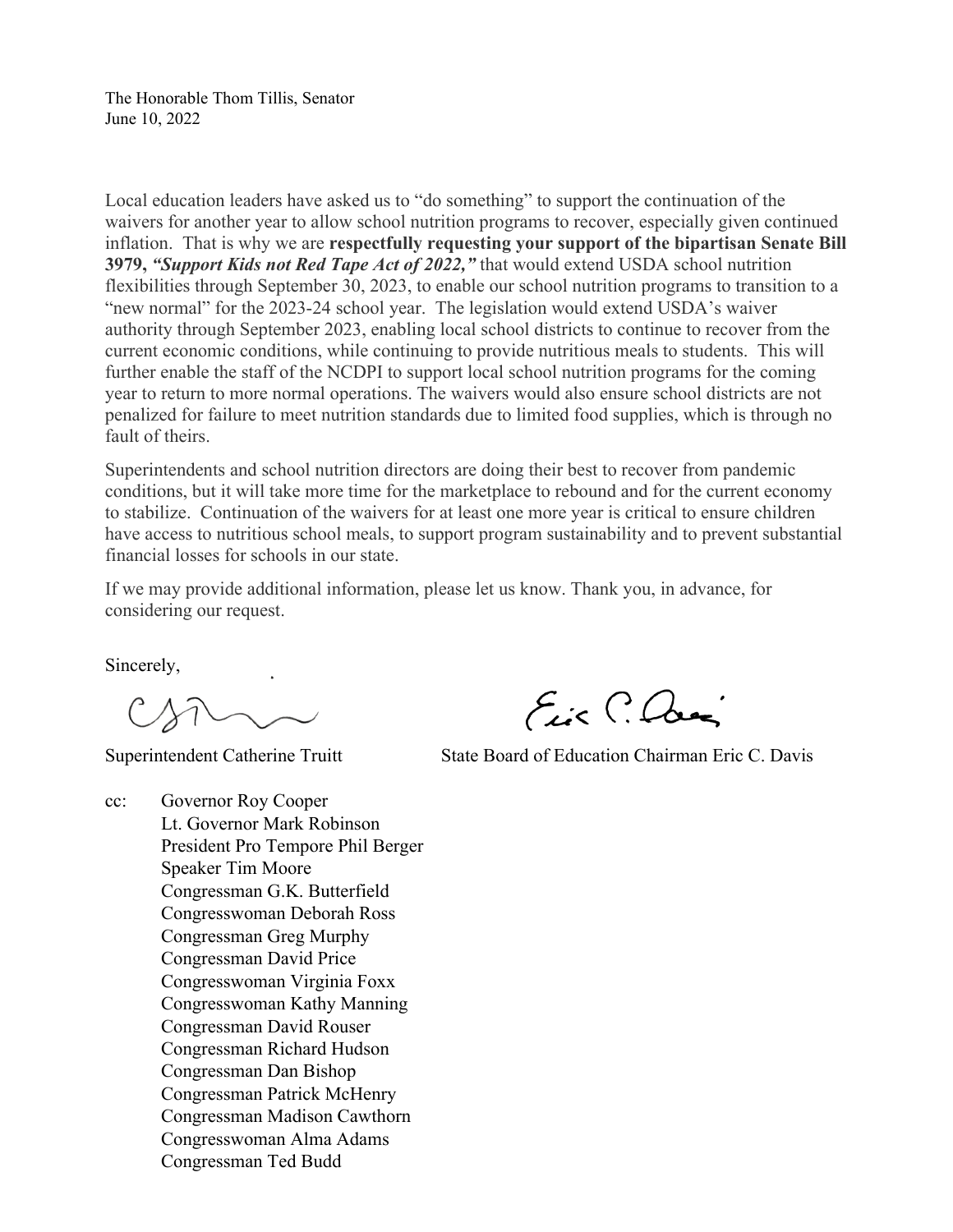The Honorable Thom Tillis, Senator
June 10, 2022

Local education leaders have asked us to "do something" to support the continuation of the waivers for another year to allow school nutrition programs to recover, especially given continued inflation. That is why we are **respectfully requesting your support of the bipartisan Senate Bill 3979, *"Support Kids not Red Tape Act of 2022,"*** that would extend USDA school nutrition flexibilities through September 30, 2023, to enable our school nutrition programs to transition to a "new normal" for the 2023-24 school year. The legislation would extend USDA's waiver authority through September 2023, enabling local school districts to continue to recover from the current economic conditions, while continuing to provide nutritious meals to students. This will further enable the staff of the NCDPI to support local school nutrition programs for the coming year to return to more normal operations. The waivers would also ensure school districts are not penalized for failure to meet nutrition standards due to limited food supplies, which is through no fault of theirs.

Superintendents and school nutrition directors are doing their best to recover from pandemic conditions, but it will take more time for the marketplace to rebound and for the current economy to stabilize. Continuation of the waivers for at least one more year is critical to ensure children have access to nutritious school meals, to support program sustainability and to prevent substantial financial losses for schools in our state.

If we may provide additional information, please let us know. Thank you, in advance, for considering our request.

Sincerely,

Superintendent Catherine Truitt

State Board of Education Chairman Eric C. Davis

cc: Governor Roy Cooper
Lt. Governor Mark Robinson
President Pro Tempore Phil Berger
Speaker Tim Moore
Congressman G.K. Butterfield
Congresswoman Deborah Ross
Congressman Greg Murphy
Congressman David Price
Congresswoman Virginia Foxx
Congresswoman Kathy Manning
Congressman David Rouser
Congressman Richard Hudson
Congressman Dan Bishop
Congressman Patrick McHenry
Congressman Madison Cawthorn
Congresswoman Alma Adams
Congressman Ted Budd